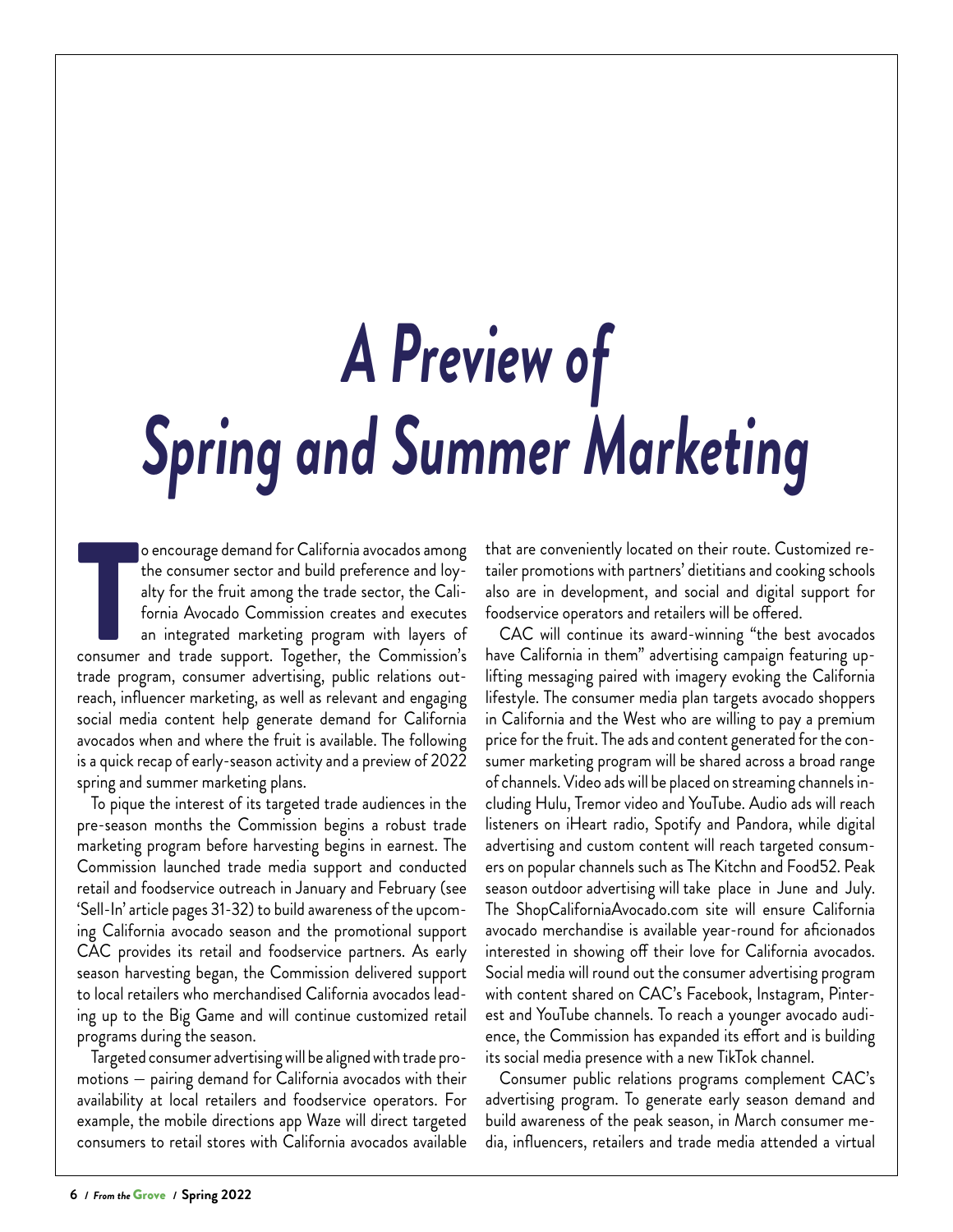# A Preview of Spring and Summer Marketing

To encourage demand for California avocados among the consumer sector and build preference and loyalty for the fruit among the trade sector, the California Avocado Commission creates and executes an integrated marketing program with layers of consumer and trade support. Together, the Commission's trade program, consumer advertising, public relations outreach, influencer marketing, as well as relevant and engaging social media content help generate demand for California avocados when and where the fruit is available. The following is a quick recap of early-season activity and a preview of 2022 spring and summer marketing plans.

To pique the interest of its targeted trade audiences in the pre-season months the Commission begins a robust trade marketing program before harvesting begins in earnest. The Commission launched trade media support and conducted retail and foodservice outreach in January and February (see 'Sell-In' article pages 31-32) to build awareness of the upcoming California avocado season and the promotional support CAC provides its retail and foodservice partners. As early season harvesting began, the Commission delivered support to local retailers who merchandised California avocados leading up to the Big Game and will continue customized retail programs during the season.

Targeted consumer advertising will be aligned with trade promotions — pairing demand for California avocados with their availability at local retailers and foodservice operators. For example, the mobile directions app Waze will direct targeted consumers to retail stores with California avocados available that are conveniently located on their route. Customized retailer promotions with partners' dietitians and cooking schools also are in development, and social and digital support for foodservice operators and retailers will be offered.

CAC will continue its award-winning "the best avocados have California in them" advertising campaign featuring uplifting messaging paired with imagery evoking the California lifestyle. The consumer media plan targets avocado shoppers in California and the West who are willing to pay a premium price for the fruit. The ads and content generated for the consumer marketing program will be shared across a broad range of channels. Video ads will be placed on streaming channels including Hulu, Tremor video and YouTube. Audio ads will reach listeners on iHeart radio, Spotify and Pandora, while digital advertising and custom content will reach targeted consumers on popular channels such as The Kitchn and Food52. Peak season outdoor advertising will take place in June and July. The ShopCaliforniaAvocado.com site will ensure California avocado merchandise is available year-round for aficionados interested in showing off their love for California avocados. Social media will round out the consumer advertising program with content shared on CAC's Facebook, Instagram, Pinterest and YouTube channels. To reach a younger avocado audience, the Commission has expanded its effort and is building its social media presence with a new TikTok channel.

Consumer public relations programs complement CAC's advertising program. To generate early season demand and build awareness of the peak season, in March consumer media, influencers, retailers and trade media attended a virtual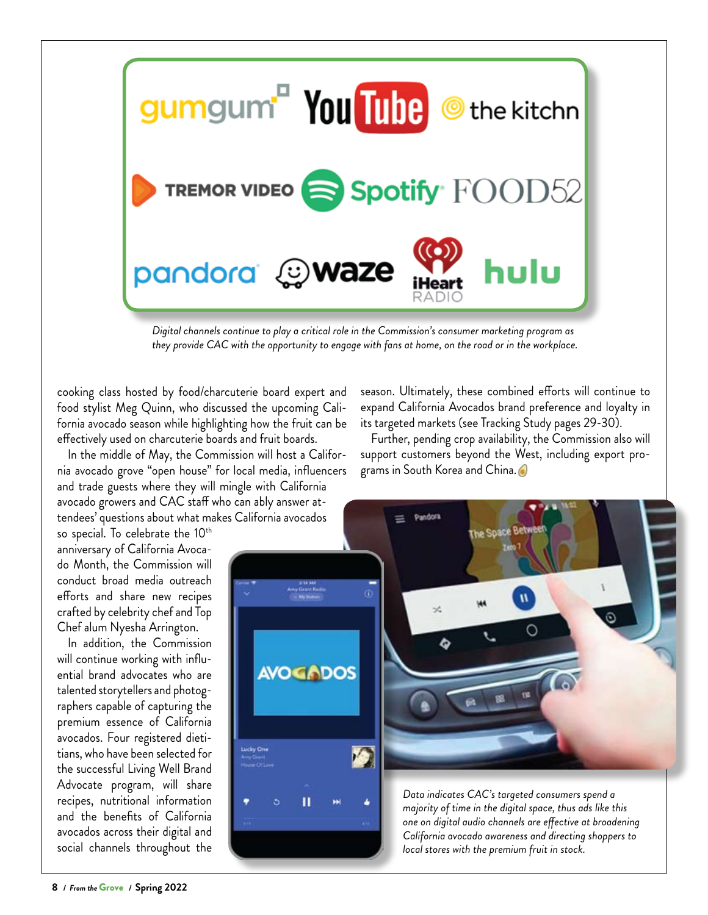*Digital channels continue to play a critical role in the Commission's consumer marketing program as they provide CAC with the opportunity to engage with fans at home, on the road or in the workplace.*

cooking class hosted by food/charcuterie board expert and food stylist Meg Quinn, who discussed the upcoming California avocado season while highlighting how the fruit can be effectively used on charcuterie boards and fruit boards.

In the middle of May, the Commission will host a California avocado grove "open house" for local media, influencers and trade guests where they will mingle with California avocado growers and CAC staff who can ably answer attendees' questions about what makes California avocados so special. To celebrate the 10th anniversary of California Avocado Month, the Commission will conduct broad media outreach efforts and share new recipes crafted by celebrity chef and Top Chef alum Nyesha Arrington.

In addition, the Commission will continue working with influential brand advocates who are talented storytellers and photographers capable of capturing the premium essence of California avocados. Four registered dietitians, who have been selected for the successful Living Well Brand Advocate program, will share recipes, nutritional information and the benefits of California avocados across their digital and social channels throughout the season. Ultimately, these combined efforts will continue to expand California Avocados brand preference and loyalty in its targeted markets (see Tracking Study pages 29-30).

Further, pending crop availability, the Commission also will support customers beyond the West, including export programs in South Korea and China.

*Data indicates CAC's targeted consumers spend a majority of time in the digital space, thus ads like this one on digital audio channels are effective at broadening California avocado awareness and directing shoppers to local stores with the premium fruit in stock.*